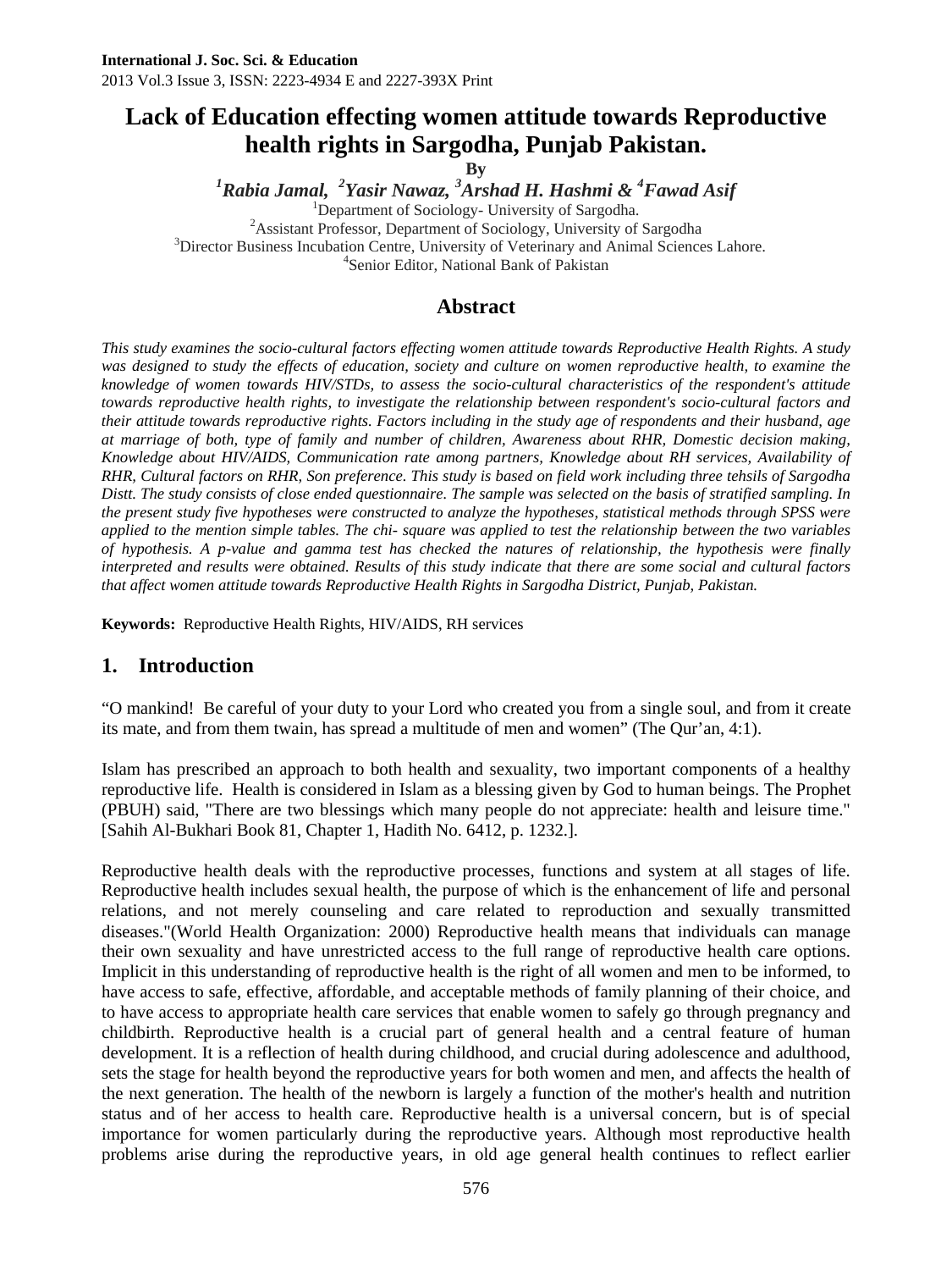International J. Soc. Sci. & Education
2013 Vol.3 Issue 3, ISSN: 2223-4934 E and 2227-393X Print

# Lack of Education effecting women attitude towards Reproductive health rights in Sargodha, Punjab Pakistan.

**By**

***[1]Rabia Jamal, [2]Yasir Nawaz, [3]Arshad H. Hashmi & [4]Fawad Asif***

[1]Department of Sociology- University of Sargodha.
[2]Assistant Professor, Department of Sociology, University of Sargodha
[3]Director Business Incubation Centre, University of Veterinary and Animal Sciences Lahore.
[4]Senior Editor, National Bank of Pakistan

## Abstract

*This study examines the socio-cultural factors effecting women attitude towards Reproductive Health Rights. A study was designed to study the effects of education, society and culture on women reproductive health, to examine the knowledge of women towards HIV/STDs, to assess the socio-cultural characteristics of the respondent's attitude towards reproductive health rights, to investigate the relationship between respondent's socio-cultural factors and their attitude towards reproductive rights. Factors including in the study age of respondents and their husband, age at marriage of both, type of family and number of children, Awareness about RHR, Domestic decision making, Knowledge about HIV/AIDS, Communication rate among partners, Knowledge about RH services, Availability of RHR, Cultural factors on RHR, Son preference. This study is based on field work including three tehsils of Sargodha Distt. The study consists of close ended questionnaire. The sample was selected on the basis of stratified sampling. In the present study five hypotheses were constructed to analyze the hypotheses, statistical methods through SPSS were applied to the mention simple tables. The chi- square was applied to test the relationship between the two variables of hypothesis. A p-value and gamma test has checked the natures of relationship, the hypothesis were finally interpreted and results were obtained. Results of this study indicate that there are some social and cultural factors that affect women attitude towards Reproductive Health Rights in Sargodha District, Punjab, Pakistan.*

**Keywords:** Reproductive Health Rights, HIV/AIDS, RH services

## 1. Introduction

"O mankind! Be careful of your duty to your Lord who created you from a single soul, and from it create its mate, and from them twain, has spread a multitude of men and women" (The Qur'an, 4:1).

Islam has prescribed an approach to both health and sexuality, two important components of a healthy reproductive life. Health is considered in Islam as a blessing given by God to human beings. The Prophet (PBUH) said, "There are two blessings which many people do not appreciate: health and leisure time." [Sahih Al-Bukhari Book 81, Chapter 1, Hadith No. 6412, p. 1232.].

Reproductive health deals with the reproductive processes, functions and system at all stages of life. Reproductive health includes sexual health, the purpose of which is the enhancement of life and personal relations, and not merely counseling and care related to reproduction and sexually transmitted diseases."(World Health Organization: 2000) Reproductive health means that individuals can manage their own sexuality and have unrestricted access to the full range of reproductive health care options. Implicit in this understanding of reproductive health is the right of all women and men to be informed, to have access to safe, effective, affordable, and acceptable methods of family planning of their choice, and to have access to appropriate health care services that enable women to safely go through pregnancy and childbirth. Reproductive health is a crucial part of general health and a central feature of human development. It is a reflection of health during childhood, and crucial during adolescence and adulthood, sets the stage for health beyond the reproductive years for both women and men, and affects the health of the next generation. The health of the newborn is largely a function of the mother's health and nutrition status and of her access to health care. Reproductive health is a universal concern, but is of special importance for women particularly during the reproductive years. Although most reproductive health problems arise during the reproductive years, in old age general health continues to reflect earlier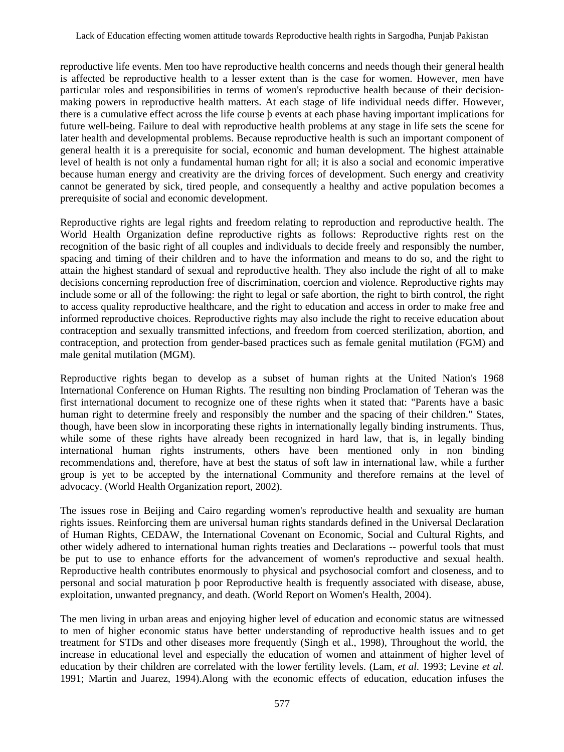reproductive life events. Men too have reproductive health concerns and needs though their general health is affected be reproductive health to a lesser extent than is the case for women. However, men have particular roles and responsibilities in terms of women's reproductive health because of their decision-making powers in reproductive health matters. At each stage of life individual needs differ. However, there is a cumulative effect across the life course þ events at each phase having important implications for future well-being. Failure to deal with reproductive health problems at any stage in life sets the scene for later health and developmental problems. Because reproductive health is such an important component of general health it is a prerequisite for social, economic and human development. The highest attainable level of health is not only a fundamental human right for all; it is also a social and economic imperative because human energy and creativity are the driving forces of development. Such energy and creativity cannot be generated by sick, tired people, and consequently a healthy and active population becomes a prerequisite of social and economic development.

Reproductive rights are legal rights and freedom relating to reproduction and reproductive health. The World Health Organization define reproductive rights as follows: Reproductive rights rest on the recognition of the basic right of all couples and individuals to decide freely and responsibly the number, spacing and timing of their children and to have the information and means to do so, and the right to attain the highest standard of sexual and reproductive health. They also include the right of all to make decisions concerning reproduction free of discrimination, coercion and violence. Reproductive rights may include some or all of the following: the right to legal or safe abortion, the right to birth control, the right to access quality reproductive healthcare, and the right to education and access in order to make free and informed reproductive choices. Reproductive rights may also include the right to receive education about contraception and sexually transmitted infections, and freedom from coerced sterilization, abortion, and contraception, and protection from gender-based practices such as female genital mutilation (FGM) and male genital mutilation (MGM).

Reproductive rights began to develop as a subset of human rights at the United Nation's 1968 International Conference on Human Rights. The resulting non binding Proclamation of Teheran was the first international document to recognize one of these rights when it stated that: "Parents have a basic human right to determine freely and responsibly the number and the spacing of their children." States, though, have been slow in incorporating these rights in internationally legally binding instruments. Thus, while some of these rights have already been recognized in hard law, that is, in legally binding international human rights instruments, others have been mentioned only in non binding recommendations and, therefore, have at best the status of soft law in international law, while a further group is yet to be accepted by the international Community and therefore remains at the level of advocacy. (World Health Organization report, 2002).

The issues rose in Beijing and Cairo regarding women's reproductive health and sexuality are human rights issues. Reinforcing them are universal human rights standards defined in the Universal Declaration of Human Rights, CEDAW, the International Covenant on Economic, Social and Cultural Rights, and other widely adhered to international human rights treaties and Declarations -- powerful tools that must be put to use to enhance efforts for the advancement of women's reproductive and sexual health. Reproductive health contributes enormously to physical and psychosocial comfort and closeness, and to personal and social maturation þ poor Reproductive health is frequently associated with disease, abuse, exploitation, unwanted pregnancy, and death. (World Report on Women's Health, 2004).

The men living in urban areas and enjoying higher level of education and economic status are witnessed to men of higher economic status have better understanding of reproductive health issues and to get treatment for STDs and other diseases more frequently (Singh et al., 1998), Throughout the world, the increase in educational level and especially the education of women and attainment of higher level of education by their children are correlated with the lower fertility levels. (Lam, *et al.* 1993; Levine *et al.* 1991; Martin and Juarez, 1994).Along with the economic effects of education, education infuses the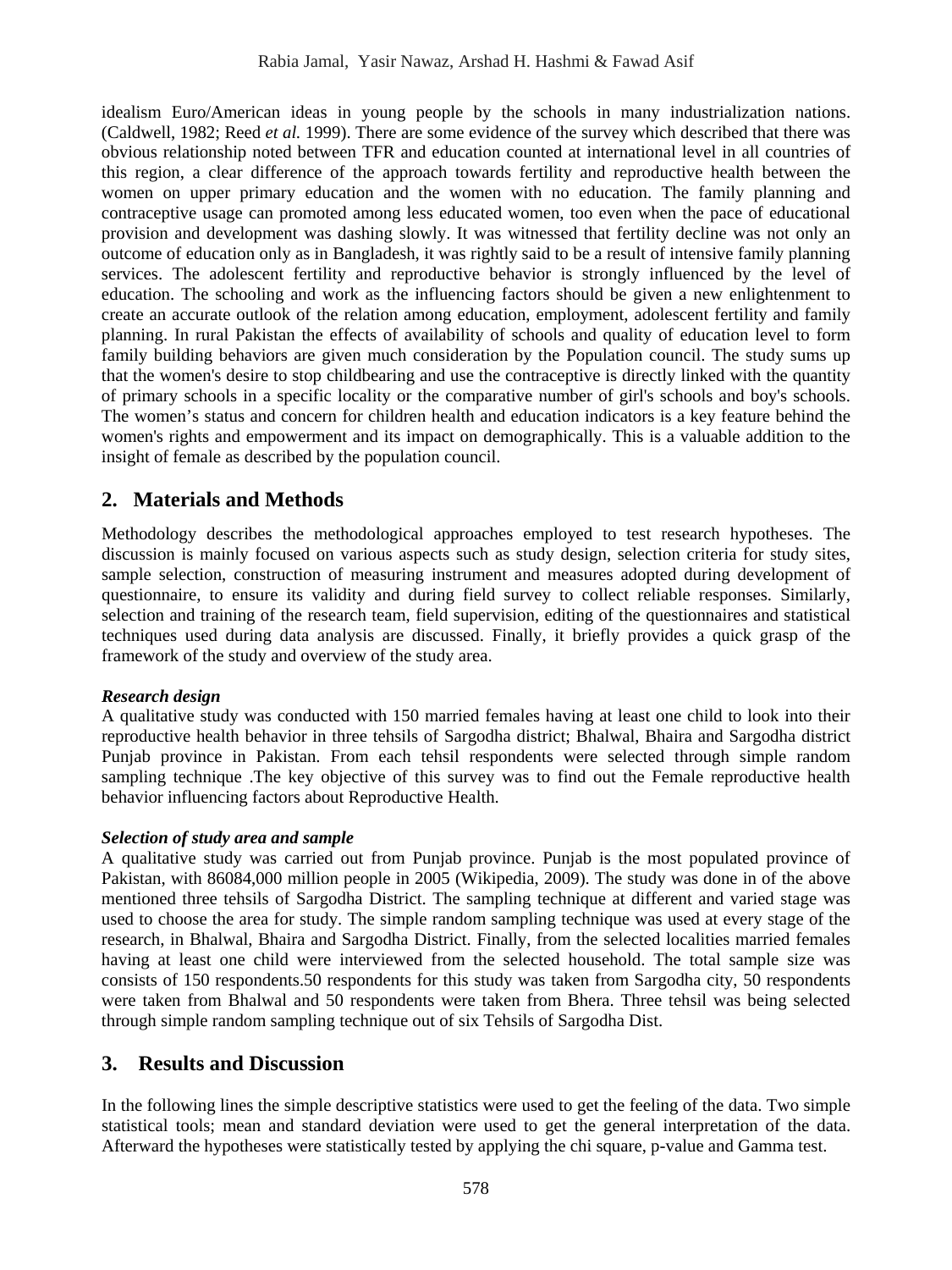idealism Euro/American ideas in young people by the schools in many industrialization nations. (Caldwell, 1982; Reed *et al.* 1999). There are some evidence of the survey which described that there was obvious relationship noted between TFR and education counted at international level in all countries of this region, a clear difference of the approach towards fertility and reproductive health between the women on upper primary education and the women with no education. The family planning and contraceptive usage can promoted among less educated women, too even when the pace of educational provision and development was dashing slowly. It was witnessed that fertility decline was not only an outcome of education only as in Bangladesh, it was rightly said to be a result of intensive family planning services. The adolescent fertility and reproductive behavior is strongly influenced by the level of education. The schooling and work as the influencing factors should be given a new enlightenment to create an accurate outlook of the relation among education, employment, adolescent fertility and family planning. In rural Pakistan the effects of availability of schools and quality of education level to form family building behaviors are given much consideration by the Population council. The study sums up that the women's desire to stop childbearing and use the contraceptive is directly linked with the quantity of primary schools in a specific locality or the comparative number of girl's schools and boy's schools. The women's status and concern for children health and education indicators is a key feature behind the women's rights and empowerment and its impact on demographically. This is a valuable addition to the insight of female as described by the population council.

## 2. Materials and Methods

Methodology describes the methodological approaches employed to test research hypotheses. The discussion is mainly focused on various aspects such as study design, selection criteria for study sites, sample selection, construction of measuring instrument and measures adopted during development of questionnaire, to ensure its validity and during field survey to collect reliable responses. Similarly, selection and training of the research team, field supervision, editing of the questionnaires and statistical techniques used during data analysis are discussed. Finally, it briefly provides a quick grasp of the framework of the study and overview of the study area.

***Research design***

A qualitative study was conducted with 150 married females having at least one child to look into their reproductive health behavior in three tehsils of Sargodha district; Bhalwal, Bhaira and Sargodha district Punjab province in Pakistan. From each tehsil respondents were selected through simple random sampling technique .The key objective of this survey was to find out the Female reproductive health behavior influencing factors about Reproductive Health.

***Selection of study area and sample***

A qualitative study was carried out from Punjab province. Punjab is the most populated province of Pakistan, with 86084,000 million people in 2005 (Wikipedia, 2009). The study was done in of the above mentioned three tehsils of Sargodha District. The sampling technique at different and varied stage was used to choose the area for study. The simple random sampling technique was used at every stage of the research, in Bhalwal, Bhaira and Sargodha District. Finally, from the selected localities married females having at least one child were interviewed from the selected household. The total sample size was consists of 150 respondents.50 respondents for this study was taken from Sargodha city, 50 respondents were taken from Bhalwal and 50 respondents were taken from Bhera. Three tehsil was being selected through simple random sampling technique out of six Tehsils of Sargodha Dist.

## 3. Results and Discussion

In the following lines the simple descriptive statistics were used to get the feeling of the data. Two simple statistical tools; mean and standard deviation were used to get the general interpretation of the data. Afterward the hypotheses were statistically tested by applying the chi square, p-value and Gamma test.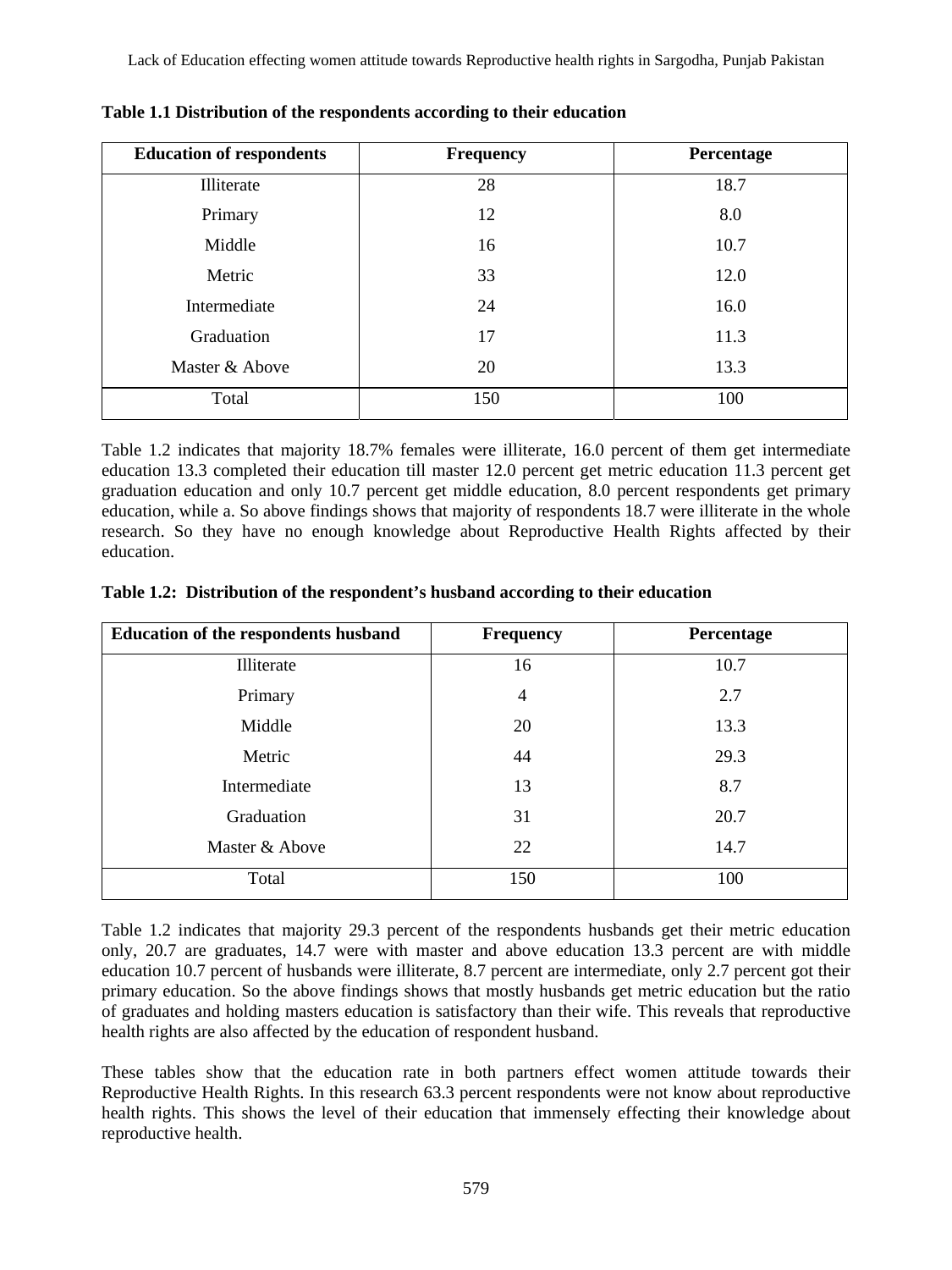**Table 1.1 Distribution of the respondents according to their education**

| Education of respondents | Frequency | Percentage |
| --- | --- | --- |
| Illiterate | 28 | 18.7 |
| Primary | 12 | 8.0 |
| Middle | 16 | 10.7 |
| Metric | 33 | 12.0 |
| Intermediate | 24 | 16.0 |
| Graduation | 17 | 11.3 |
| Master & Above | 20 | 13.3 |
| Total | 150 | 100 |

Table 1.2 indicates that majority 18.7% females were illiterate, 16.0 percent of them get intermediate education 13.3 completed their education till master 12.0 percent get metric education 11.3 percent get graduation education and only 10.7 percent get middle education, 8.0 percent respondents get primary education, while a. So above findings shows that majority of respondents 18.7 were illiterate in the whole research. So they have no enough knowledge about Reproductive Health Rights affected by their education.

**Table 1.2: Distribution of the respondent's husband according to their education**

| Education of the respondents husband | Frequency | Percentage |
| --- | --- | --- |
| Illiterate | 16 | 10.7 |
| Primary | 4 | 2.7 |
| Middle | 20 | 13.3 |
| Metric | 44 | 29.3 |
| Intermediate | 13 | 8.7 |
| Graduation | 31 | 20.7 |
| Master & Above | 22 | 14.7 |
| Total | 150 | 100 |

Table 1.2 indicates that majority 29.3 percent of the respondents husbands get their metric education only, 20.7 are graduates, 14.7 were with master and above education 13.3 percent are with middle education 10.7 percent of husbands were illiterate, 8.7 percent are intermediate, only 2.7 percent got their primary education. So the above findings shows that mostly husbands get metric education but the ratio of graduates and holding masters education is satisfactory than their wife. This reveals that reproductive health rights are also affected by the education of respondent husband.

These tables show that the education rate in both partners effect women attitude towards their Reproductive Health Rights. In this research 63.3 percent respondents were not know about reproductive health rights. This shows the level of their education that immensely effecting their knowledge about reproductive health.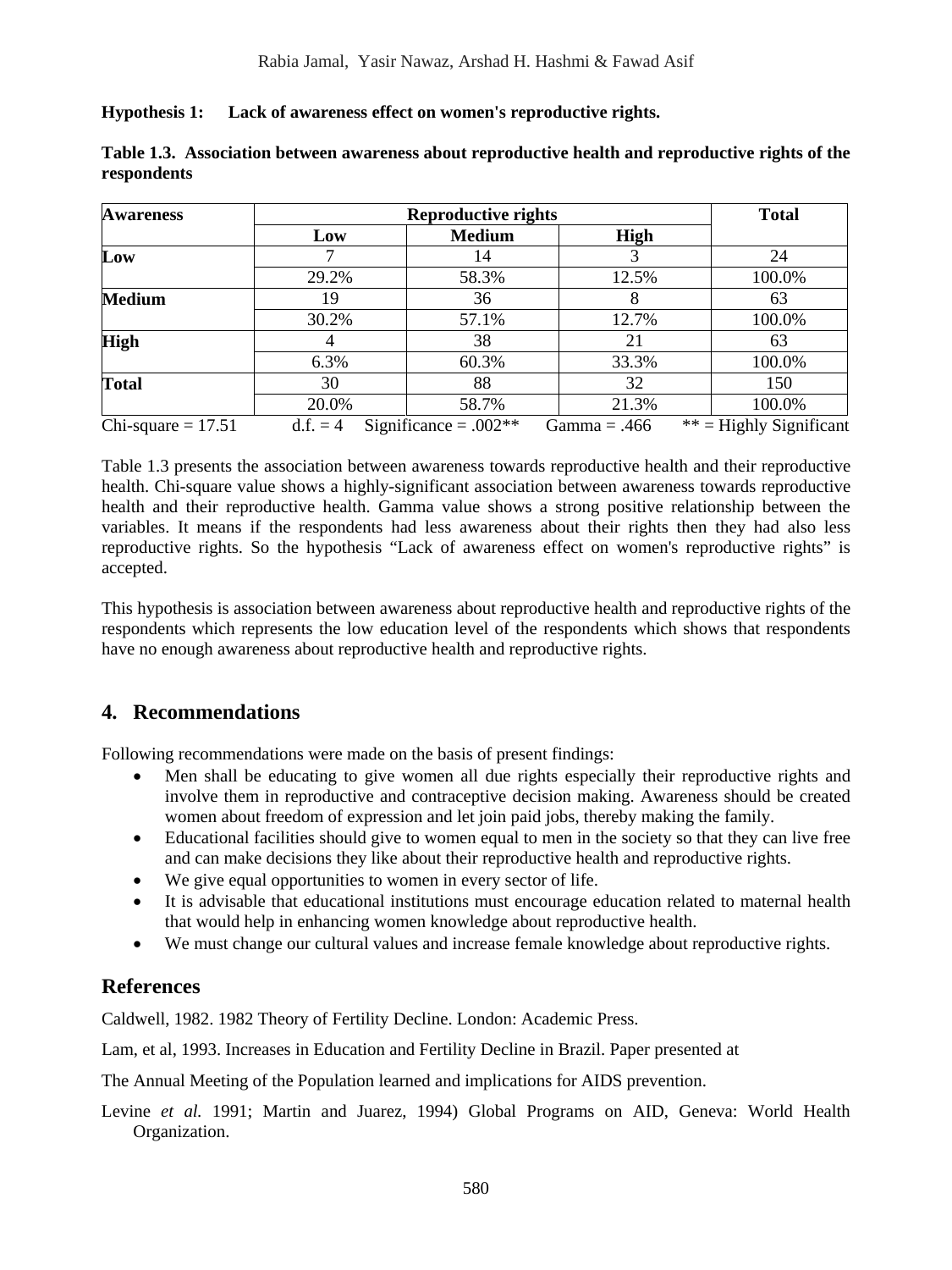**Hypothesis 1: Lack of awareness effect on women's reproductive rights.**

**Table 1.3. Association between awareness about reproductive health and reproductive rights of the respondents**

| Awareness | Reproductive rights | | | Total |
|---|---|---|---|---|
| | Low | Medium | High | |
| **Low** | 7 | 14 | 3 | 24 |
| | 29.2% | 58.3% | 12.5% | 100.0% |
| **Medium** | 19 | 36 | 8 | 63 |
| | 30.2% | 57.1% | 12.7% | 100.0% |
| **High** | 4 | 38 | 21 | 63 |
| | 6.3% | 60.3% | 33.3% | 100.0% |
| **Total** | 30 | 88 | 32 | 150 |
| | 20.0% | 58.7% | 21.3% | 100.0% |

Chi-square = 17.51 d.f. = 4 Significance = .002** Gamma = .466 ** = Highly Significant

Table 1.3 presents the association between awareness towards reproductive health and their reproductive health. Chi-square value shows a highly-significant association between awareness towards reproductive health and their reproductive health. Gamma value shows a strong positive relationship between the variables. It means if the respondents had less awareness about their rights then they had also less reproductive rights. So the hypothesis "Lack of awareness effect on women's reproductive rights" is accepted.

This hypothesis is association between awareness about reproductive health and reproductive rights of the respondents which represents the low education level of the respondents which shows that respondents have no enough awareness about reproductive health and reproductive rights.

## 4. Recommendations

Following recommendations were made on the basis of present findings:

- Men shall be educating to give women all due rights especially their reproductive rights and involve them in reproductive and contraceptive decision making. Awareness should be created women about freedom of expression and let join paid jobs, thereby making the family.
- Educational facilities should give to women equal to men in the society so that they can live free and can make decisions they like about their reproductive health and reproductive rights.
- We give equal opportunities to women in every sector of life.
- It is advisable that educational institutions must encourage education related to maternal health that would help in enhancing women knowledge about reproductive health.
- We must change our cultural values and increase female knowledge about reproductive rights.

## References

Caldwell, 1982. 1982 Theory of Fertility Decline. London: Academic Press.

Lam, et al, 1993. Increases in Education and Fertility Decline in Brazil. Paper presented at

The Annual Meeting of the Population learned and implications for AIDS prevention.

Levine *et al.* 1991; Martin and Juarez, 1994) Global Programs on AID, Geneva: World Health Organization.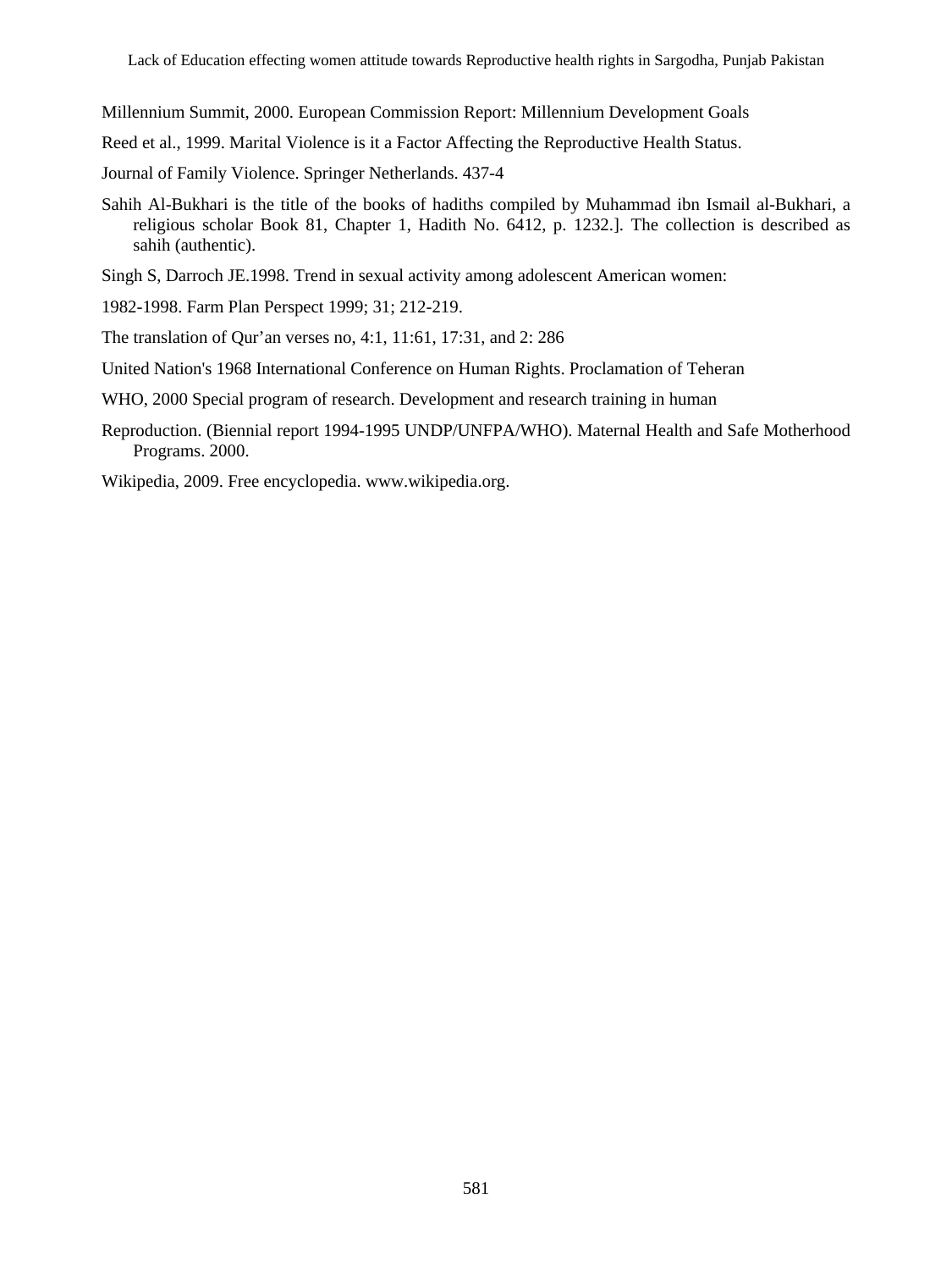Millennium Summit, 2000. European Commission Report: Millennium Development Goals

Reed et al., 1999. Marital Violence is it a Factor Affecting the Reproductive Health Status.

Journal of Family Violence. Springer Netherlands. 437-4

Sahih Al-Bukhari is the title of the books of hadiths compiled by Muhammad ibn Ismail al-Bukhari, a religious scholar Book 81, Chapter 1, Hadith No. 6412, p. 1232.]. The collection is described as sahih (authentic).

Singh S, Darroch JE.1998. Trend in sexual activity among adolescent American women:

1982-1998. Farm Plan Perspect 1999; 31; 212-219.

The translation of Qur'an verses no, 4:1, 11:61, 17:31, and 2: 286

United Nation's 1968 International Conference on Human Rights. Proclamation of Teheran

WHO, 2000 Special program of research. Development and research training in human

Reproduction. (Biennial report 1994-1995 UNDP/UNFPA/WHO). Maternal Health and Safe Motherhood Programs. 2000.

Wikipedia, 2009. Free encyclopedia. www.wikipedia.org.